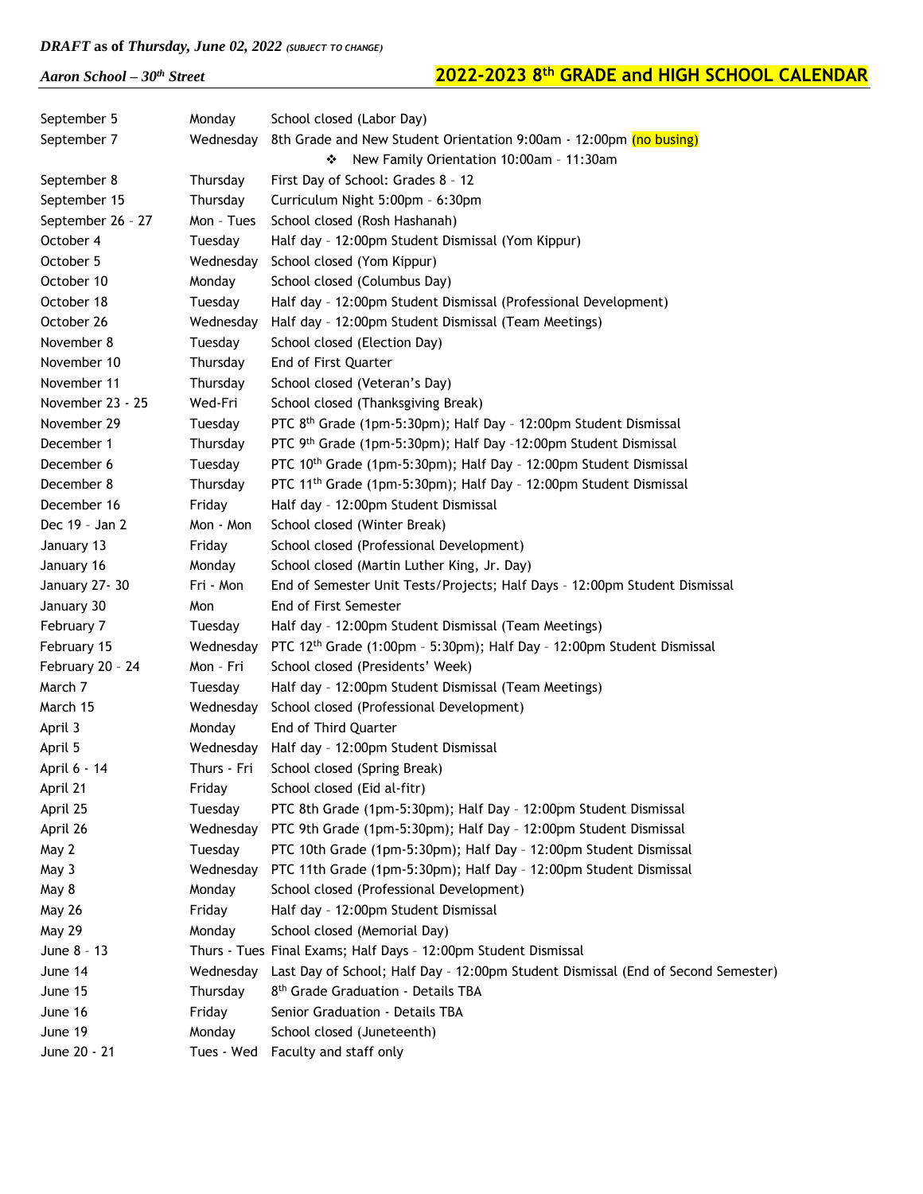***DRAFT* as of *Thursday, June 02, 2022* *(SUBJECT TO CHANGE)***

***Aaron School – 30th Street***

# 2022-2023 8th GRADE and HIGH SCHOOL CALENDAR

| | | |
|---|---|---|
| September 5 | Monday | School closed (Labor Day) |
| September 7 | Wednesday | 8th Grade and New Student Orientation 9:00am - 12:00pm (no busing) |
| | | ❖ New Family Orientation 10:00am – 11:30am |
| September 8 | Thursday | First Day of School: Grades 8 – 12 |
| September 15 | Thursday | Curriculum Night 5:00pm – 6:30pm |
| September 26 - 27 | Mon – Tues | School closed (Rosh Hashanah) |
| October 4 | Tuesday | Half day – 12:00pm Student Dismissal (Yom Kippur) |
| October 5 | Wednesday | School closed (Yom Kippur) |
| October 10 | Monday | School closed (Columbus Day) |
| October 18 | Tuesday | Half day – 12:00pm Student Dismissal (Professional Development) |
| October 26 | Wednesday | Half day – 12:00pm Student Dismissal (Team Meetings) |
| November 8 | Tuesday | School closed (Election Day) |
| November 10 | Thursday | End of First Quarter |
| November 11 | Thursday | School closed (Veteran's Day) |
| November 23 - 25 | Wed-Fri | School closed (Thanksgiving Break) |
| November 29 | Tuesday | PTC 8th Grade (1pm-5:30pm); Half Day – 12:00pm Student Dismissal |
| December 1 | Thursday | PTC 9th Grade (1pm-5:30pm); Half Day -12:00pm Student Dismissal |
| December 6 | Tuesday | PTC 10th Grade (1pm-5:30pm); Half Day – 12:00pm Student Dismissal |
| December 8 | Thursday | PTC 11th Grade (1pm-5:30pm); Half Day – 12:00pm Student Dismissal |
| December 16 | Friday | Half day – 12:00pm Student Dismissal |
| Dec 19 – Jan 2 | Mon - Mon | School closed (Winter Break) |
| January 13 | Friday | School closed (Professional Development) |
| January 16 | Monday | School closed (Martin Luther King, Jr. Day) |
| January 27- 30 | Fri - Mon | End of Semester Unit Tests/Projects; Half Days – 12:00pm Student Dismissal |
| January 30 | Mon | End of First Semester |
| February 7 | Tuesday | Half day – 12:00pm Student Dismissal (Team Meetings) |
| February 15 | Wednesday | PTC 12th Grade (1:00pm – 5:30pm); Half Day – 12:00pm Student Dismissal |
| February 20 - 24 | Mon - Fri | School closed (Presidents' Week) |
| March 7 | Tuesday | Half day – 12:00pm Student Dismissal (Team Meetings) |
| March 15 | Wednesday | School closed (Professional Development) |
| April 3 | Monday | End of Third Quarter |
| April 5 | Wednesday | Half day – 12:00pm Student Dismissal |
| April 6 - 14 | Thurs - Fri | School closed (Spring Break) |
| April 21 | Friday | School closed (Eid al-fitr) |
| April 25 | Tuesday | PTC 8th Grade (1pm-5:30pm); Half Day – 12:00pm Student Dismissal |
| April 26 | Wednesday | PTC 9th Grade (1pm-5:30pm); Half Day – 12:00pm Student Dismissal |
| May 2 | Tuesday | PTC 10th Grade (1pm-5:30pm); Half Day – 12:00pm Student Dismissal |
| May 3 | Wednesday | PTC 11th Grade (1pm-5:30pm); Half Day – 12:00pm Student Dismissal |
| May 8 | Monday | School closed (Professional Development) |
| May 26 | Friday | Half day – 12:00pm Student Dismissal |
| May 29 | Monday | School closed (Memorial Day) |
| June 8 - 13 | Thurs - Tues | Final Exams; Half Days – 12:00pm Student Dismissal |
| June 14 | Wednesday | Last Day of School; Half Day – 12:00pm Student Dismissal (End of Second Semester) |
| June 15 | Thursday | 8th Grade Graduation - Details TBA |
| June 16 | Friday | Senior Graduation - Details TBA |
| June 19 | Monday | School closed (Juneteenth) |
| June 20 - 21 | Tues - Wed | Faculty and staff only |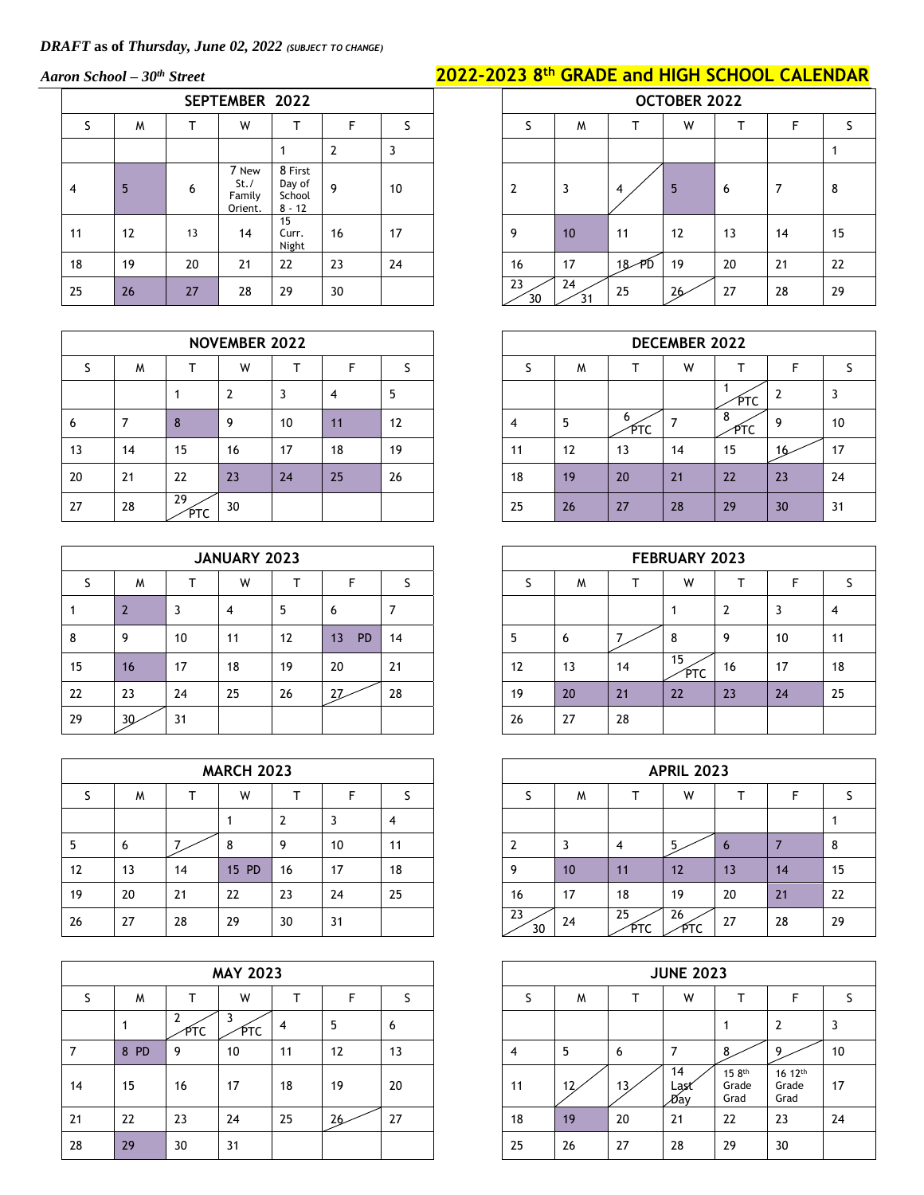*DRAFT* **as of** *Thursday, June 02, 2022* *(SUBJECT TO CHANGE)*

*Aaron School – 30th Street*

## 2022-2023 8th GRADE and HIGH SCHOOL CALENDAR

| SEPTEMBER 2022 | | | | | | |
|---|---|---|---|---|---|---|
| S | M | T | W | T | F | S |
| | | | | 1 | 2 | 3 |
| 4 | 5 | 6 | 7 New St./ Family Orient. | 8 First Day of School 8 - 12 | 9 | 10 |
| 11 | 12 | 13 | 14 | 15 Curr. Night | 16 | 17 |
| 18 | 19 | 20 | 21 | 22 | 23 | 24 |
| 25 | 26 | 27 | 28 | 29 | 30 | |

| OCTOBER 2022 | | | | | | |
|---|---|---|---|---|---|---|
| S | M | T | W | T | F | S |
| | | | | | | 1 |
| 2 | 3 | 4 | 5 | 6 | 7 | 8 |
| 9 | 10 | 11 | 12 | 13 | 14 | 15 |
| 16 | 17 | 18 PD | 19 | 20 | 21 | 22 |
| 23 / 30 | 24 / 31 | 25 | 26 | 27 | 28 | 29 |

| NOVEMBER 2022 | | | | | | |
|---|---|---|---|---|---|---|
| S | M | T | W | T | F | S |
| | | 1 | 2 | 3 | 4 | 5 |
| 6 | 7 | 8 | 9 | 10 | 11 | 12 |
| 13 | 14 | 15 | 16 | 17 | 18 | 19 |
| 20 | 21 | 22 | 23 | 24 | 25 | 26 |
| 27 | 28 | 29 PTC | 30 | | | |

| DECEMBER 2022 | | | | | | |
|---|---|---|---|---|---|---|
| S | M | T | W | T | F | S |
| | | | | 1 PTC | 2 | 3 |
| 4 | 5 | 6 PTC | 7 | 8 PTC | 9 | 10 |
| 11 | 12 | 13 | 14 | 15 | 16 | 17 |
| 18 | 19 | 20 | 21 | 22 | 23 | 24 |
| 25 | 26 | 27 | 28 | 29 | 30 | 31 |

| JANUARY 2023 | | | | | | |
|---|---|---|---|---|---|---|
| S | M | T | W | T | F | S |
| 1 | 2 | 3 | 4 | 5 | 6 | 7 |
| 8 | 9 | 10 | 11 | 12 | 13 PD | 14 |
| 15 | 16 | 17 | 18 | 19 | 20 | 21 |
| 22 | 23 | 24 | 25 | 26 | 27 | 28 |
| 29 | 30 | 31 | | | | |

| FEBRUARY 2023 | | | | | | |
|---|---|---|---|---|---|---|
| S | M | T | W | T | F | S |
| | | | 1 | 2 | 3 | 4 |
| 5 | 6 | 7 | 8 | 9 | 10 | 11 |
| 12 | 13 | 14 | 15 PTC | 16 | 17 | 18 |
| 19 | 20 | 21 | 22 | 23 | 24 | 25 |
| 26 | 27 | 28 | | | | |

| MARCH 2023 | | | | | | |
|---|---|---|---|---|---|---|
| S | M | T | W | T | F | S |
| | | | 1 | 2 | 3 | 4 |
| 5 | 6 | 7 | 8 | 9 | 10 | 11 |
| 12 | 13 | 14 | 15 PD | 16 | 17 | 18 |
| 19 | 20 | 21 | 22 | 23 | 24 | 25 |
| 26 | 27 | 28 | 29 | 30 | 31 | |

| APRIL 2023 | | | | | | |
|---|---|---|---|---|---|---|
| S | M | T | W | T | F | S |
| | | | | | | 1 |
| 2 | 3 | 4 | 5 | 6 | 7 | 8 |
| 9 | 10 | 11 | 12 | 13 | 14 | 15 |
| 16 | 17 | 18 | 19 | 20 | 21 | 22 |
| 23 / 30 | 24 | 25 PTC | 26 PTC | 27 | 28 | 29 |

| MAY 2023 | | | | | | |
|---|---|---|---|---|---|---|
| S | M | T | W | T | F | S |
| | 1 | 2 PTC | 3 PTC | 4 | 5 | 6 |
| 7 | 8 PD | 9 | 10 | 11 | 12 | 13 |
| 14 | 15 | 16 | 17 | 18 | 19 | 20 |
| 21 | 22 | 23 | 24 | 25 | 26 | 27 |
| 28 | 29 | 30 | 31 | | | |

| JUNE 2023 | | | | | | |
|---|---|---|---|---|---|---|
| S | M | T | W | T | F | S |
| | | | | 1 | 2 | 3 |
| 4 | 5 | 6 | 7 | 8 | 9 | 10 |
| 11 | 12 | 13 | 14 Last Day | 15 8th Grade Grad | 16 12th Grade Grad | 17 |
| 18 | 19 | 20 | 21 | 22 | 23 | 24 |
| 25 | 26 | 27 | 28 | 29 | 30 | |